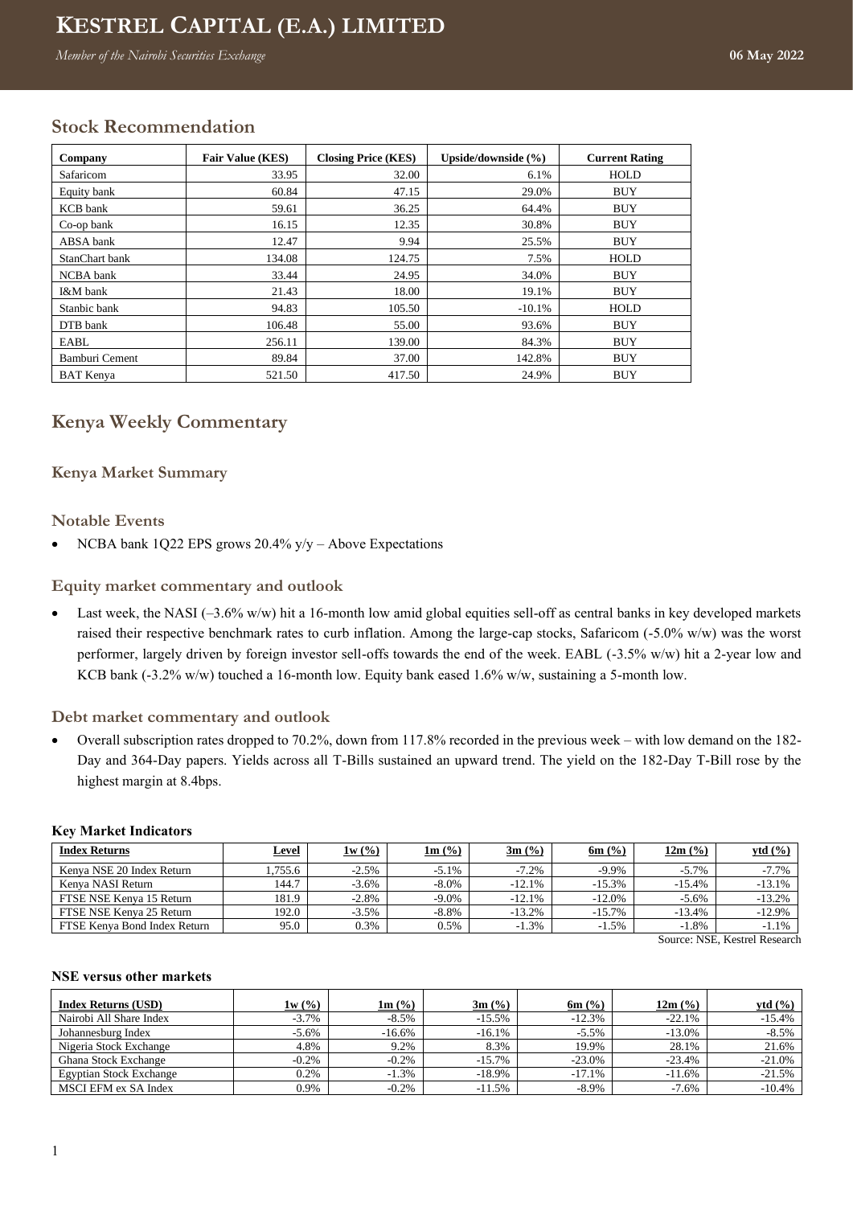# KESTREL CAPITAL (E.A.) LIMITED

*Member of the Nairobi Securities Exchange*

**06 May 2022**

## Stock Recommendation

| Company | Fair Value (KES) | Closing Price (KES) | Upside/downside (%) | Current Rating |
|---|---|---|---|---|
| Safaricom | 33.95 | 32.00 | 6.1% | HOLD |
| Equity bank | 60.84 | 47.15 | 29.0% | BUY |
| KCB bank | 59.61 | 36.25 | 64.4% | BUY |
| Co-op bank | 16.15 | 12.35 | 30.8% | BUY |
| ABSA bank | 12.47 | 9.94 | 25.5% | BUY |
| StanChart bank | 134.08 | 124.75 | 7.5% | HOLD |
| NCBA bank | 33.44 | 24.95 | 34.0% | BUY |
| I&M bank | 21.43 | 18.00 | 19.1% | BUY |
| Stanbic bank | 94.83 | 105.50 | -10.1% | HOLD |
| DTB bank | 106.48 | 55.00 | 93.6% | BUY |
| EABL | 256.11 | 139.00 | 84.3% | BUY |
| Bamburi Cement | 89.84 | 37.00 | 142.8% | BUY |
| BAT Kenya | 521.50 | 417.50 | 24.9% | BUY |

## Kenya Weekly Commentary

### Kenya Market Summary

### Notable Events

- NCBA bank 1Q22 EPS grows 20.4% y/y – Above Expectations

### Equity market commentary and outlook

- Last week, the NASI (–3.6% w/w) hit a 16-month low amid global equities sell-off as central banks in key developed markets raised their respective benchmark rates to curb inflation. Among the large-cap stocks, Safaricom (-5.0% w/w) was the worst performer, largely driven by foreign investor sell-offs towards the end of the week. EABL (-3.5% w/w) hit a 2-year low and KCB bank (-3.2% w/w) touched a 16-month low. Equity bank eased 1.6% w/w, sustaining a 5-month low.

### Debt market commentary and outlook

- Overall subscription rates dropped to 70.2%, down from 117.8% recorded in the previous week – with low demand on the 182-Day and 364-Day papers. Yields across all T-Bills sustained an upward trend. The yield on the 182-Day T-Bill rose by the highest margin at 8.4bps.

**Key Market Indicators**

| Index Returns | Level | 1w (%) | 1m (%) | 3m (%) | 6m (%) | 12m (%) | ytd (%) |
|---|---|---|---|---|---|---|---|
| Kenya NSE 20 Index Return | 1,755.6 | -2.5% | -5.1% | -7.2% | -9.9% | -5.7% | -7.7% |
| Kenya NASI Return | 144.7 | -3.6% | -8.0% | -12.1% | -15.3% | -15.4% | -13.1% |
| FTSE NSE Kenya 15 Return | 181.9 | -2.8% | -9.0% | -12.1% | -12.0% | -5.6% | -13.2% |
| FTSE NSE Kenya 25 Return | 192.0 | -3.5% | -8.8% | -13.2% | -15.7% | -13.4% | -12.9% |
| FTSE Kenya Bond Index Return | 95.0 | 0.3% | 0.5% | -1.3% | -1.5% | -1.8% | -1.1% |

Source: NSE, Kestrel Research

**NSE versus other markets**

| Index Returns (USD) | 1w (%) | 1m (%) | 3m (%) | 6m (%) | 12m (%) | ytd (%) |
|---|---|---|---|---|---|---|
| Nairobi All Share Index | -3.7% | -8.5% | -15.5% | -12.3% | -22.1% | -15.4% |
| Johannesburg Index | -5.6% | -16.6% | -16.1% | -5.5% | -13.0% | -8.5% |
| Nigeria Stock Exchange | 4.8% | 9.2% | 8.3% | 19.9% | 28.1% | 21.6% |
| Ghana Stock Exchange | -0.2% | -0.2% | -15.7% | -23.0% | -23.4% | -21.0% |
| Egyptian Stock Exchange | 0.2% | -1.3% | -18.9% | -17.1% | -11.6% | -21.5% |
| MSCI EFM ex SA Index | 0.9% | -0.2% | -11.5% | -8.9% | -7.6% | -10.4% |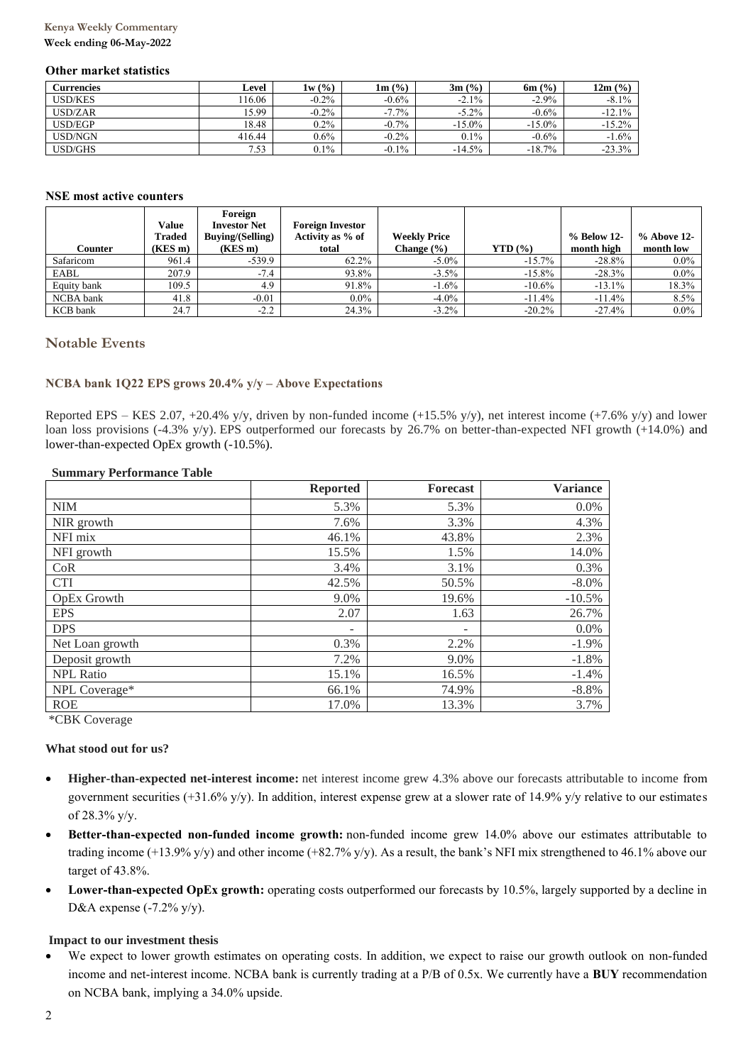### Other market statistics

| Currencies | Level | 1w (%) | 1m (%) | 3m (%) | 6m (%) | 12m (%) |
|---|---|---|---|---|---|---|
| USD/KES | 116.06 | -0.2% | -0.6% | -2.1% | -2.9% | -8.1% |
| USD/ZAR | 15.99 | -0.2% | -7.7% | -5.2% | -0.6% | -12.1% |
| USD/EGP | 18.48 | 0.2% | -0.7% | -15.0% | -15.0% | -15.2% |
| USD/NGN | 416.44 | 0.6% | -0.2% | 0.1% | -0.6% | -1.6% |
| USD/GHS | 7.53 | 0.1% | -0.1% | -14.5% | -18.7% | -23.3% |

### NSE most active counters

| Counter | Value Traded (KES m) | Foreign Investor Net Buying/(Selling) (KES m) | Foreign Investor Activity as % of total | Weekly Price Change (%) | YTD (%) | % Below 12-month high | % Above 12-month low |
|---|---|---|---|---|---|---|---|
| Safaricom | 961.4 | -539.9 | 62.2% | -5.0% | -15.7% | -28.8% | 0.0% |
| EABL | 207.9 | -7.4 | 93.8% | -3.5% | -15.8% | -28.3% | 0.0% |
| Equity bank | 109.5 | 4.9 | 91.8% | -1.6% | -10.6% | -13.1% | 18.3% |
| NCBA bank | 41.8 | -0.01 | 0.0% | -4.0% | -11.4% | -11.4% | 8.5% |
| KCB bank | 24.7 | -2.2 | 24.3% | -3.2% | -20.2% | -27.4% | 0.0% |

## Notable Events

### NCBA bank 1Q22 EPS grows 20.4% y/y – Above Expectations

Reported EPS – KES 2.07, +20.4% y/y, driven by non-funded income (+15.5% y/y), net interest income (+7.6% y/y) and lower loan loss provisions (-4.3% y/y). EPS outperformed our forecasts by 26.7% on better-than-expected NFI growth (+14.0%) and lower-than-expected OpEx growth (-10.5%).

**Summary Performance Table**

| | Reported | Forecast | Variance |
|---|---|---|---|
| NIM | 5.3% | 5.3% | 0.0% |
| NIR growth | 7.6% | 3.3% | 4.3% |
| NFI mix | 46.1% | 43.8% | 2.3% |
| NFI growth | 15.5% | 1.5% | 14.0% |
| CoR | 3.4% | 3.1% | 0.3% |
| CTI | 42.5% | 50.5% | -8.0% |
| OpEx Growth | 9.0% | 19.6% | -10.5% |
| EPS | 2.07 | 1.63 | 26.7% |
| DPS | - | - | 0.0% |
| Net Loan growth | 0.3% | 2.2% | -1.9% |
| Deposit growth | 7.2% | 9.0% | -1.8% |
| NPL Ratio | 15.1% | 16.5% | -1.4% |
| NPL Coverage* | 66.1% | 74.9% | -8.8% |
| ROE | 17.0% | 13.3% | 3.7% |

*CBK Coverage

**What stood out for us?**

- **Higher-than-expected net-interest income:** net interest income grew 4.3% above our forecasts attributable to income from government securities (+31.6% y/y). In addition, interest expense grew at a slower rate of 14.9% y/y relative to our estimates of 28.3% y/y.
- **Better-than-expected non-funded income growth:** non-funded income grew 14.0% above our estimates attributable to trading income (+13.9% y/y) and other income (+82.7% y/y). As a result, the bank's NFI mix strengthened to 46.1% above our target of 43.8%.
- **Lower-than-expected OpEx growth:** operating costs outperformed our forecasts by 10.5%, largely supported by a decline in D&A expense (-7.2% y/y).

**Impact to our investment thesis**

- We expect to lower growth estimates on operating costs. In addition, we expect to raise our growth outlook on non-funded income and net-interest income. NCBA bank is currently trading at a P/B of 0.5x. We currently have a **BUY** recommendation on NCBA bank, implying a 34.0% upside.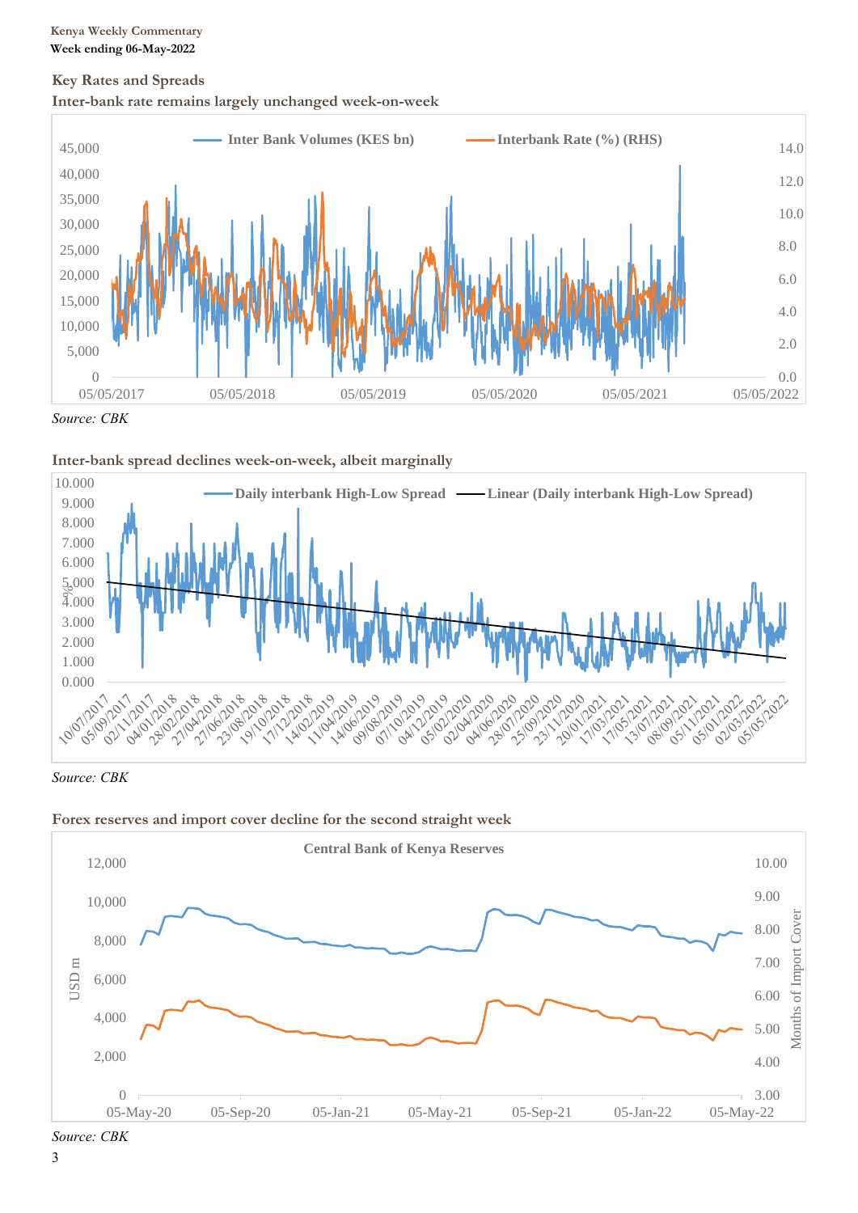## Key Rates and Spreads

**Inter-bank rate remains largely unchanged week-on-week**

*Source: CBK*

**Inter-bank spread declines week-on-week, albeit marginally**

*Source: CBK*

**Forex reserves and import cover decline for the second straight week**

*Source: CBK*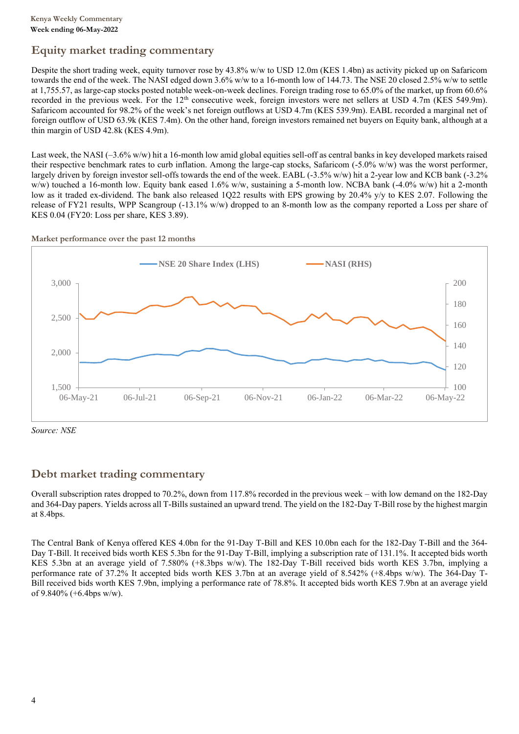## Equity market trading commentary

Despite the short trading week, equity turnover rose by 43.8% w/w to USD 12.0m (KES 1.4bn) as activity picked up on Safaricom towards the end of the week. The NASI edged down 3.6% w/w to a 16-month low of 144.73. The NSE 20 closed 2.5% w/w to settle at 1,755.57, as large-cap stocks posted notable week-on-week declines. Foreign trading rose to 65.0% of the market, up from 60.6% recorded in the previous week. For the 12th consecutive week, foreign investors were net sellers at USD 4.7m (KES 549.9m). Safaricom accounted for 98.2% of the week's net foreign outflows at USD 4.7m (KES 539.9m). EABL recorded a marginal net of foreign outflow of USD 63.9k (KES 7.4m). On the other hand, foreign investors remained net buyers on Equity bank, although at a thin margin of USD 42.8k (KES 4.9m).

Last week, the NASI (–3.6% w/w) hit a 16-month low amid global equities sell-off as central banks in key developed markets raised their respective benchmark rates to curb inflation. Among the large-cap stocks, Safaricom (-5.0% w/w) was the worst performer, largely driven by foreign investor sell-offs towards the end of the week. EABL (-3.5% w/w) hit a 2-year low and KCB bank (-3.2% w/w) touched a 16-month low. Equity bank eased 1.6% w/w, sustaining a 5-month low. NCBA bank (-4.0% w/w) hit a 2-month low as it traded ex-dividend. The bank also released 1Q22 results with EPS growing by 20.4% y/y to KES 2.07. Following the release of FY21 results, WPP Scangroup (-13.1% w/w) dropped to an 8-month low as the company reported a Loss per share of KES 0.04 (FY20: Loss per share, KES 3.89).

**Market performance over the past 12 months**

*Source: NSE*

## Debt market trading commentary

Overall subscription rates dropped to 70.2%, down from 117.8% recorded in the previous week – with low demand on the 182-Day and 364-Day papers. Yields across all T-Bills sustained an upward trend. The yield on the 182-Day T-Bill rose by the highest margin at 8.4bps.

The Central Bank of Kenya offered KES 4.0bn for the 91-Day T-Bill and KES 10.0bn each for the 182-Day T-Bill and the 364-Day T-Bill. It received bids worth KES 5.3bn for the 91-Day T-Bill, implying a subscription rate of 131.1%. It accepted bids worth KES 5.3bn at an average yield of 7.580% (+8.3bps w/w). The 182-Day T-Bill received bids worth KES 3.7bn, implying a performance rate of 37.2% It accepted bids worth KES 3.7bn at an average yield of 8.542% (+8.4bps w/w). The 364-Day T-Bill received bids worth KES 7.9bn, implying a performance rate of 78.8%. It accepted bids worth KES 7.9bn at an average yield of 9.840% (+6.4bps w/w).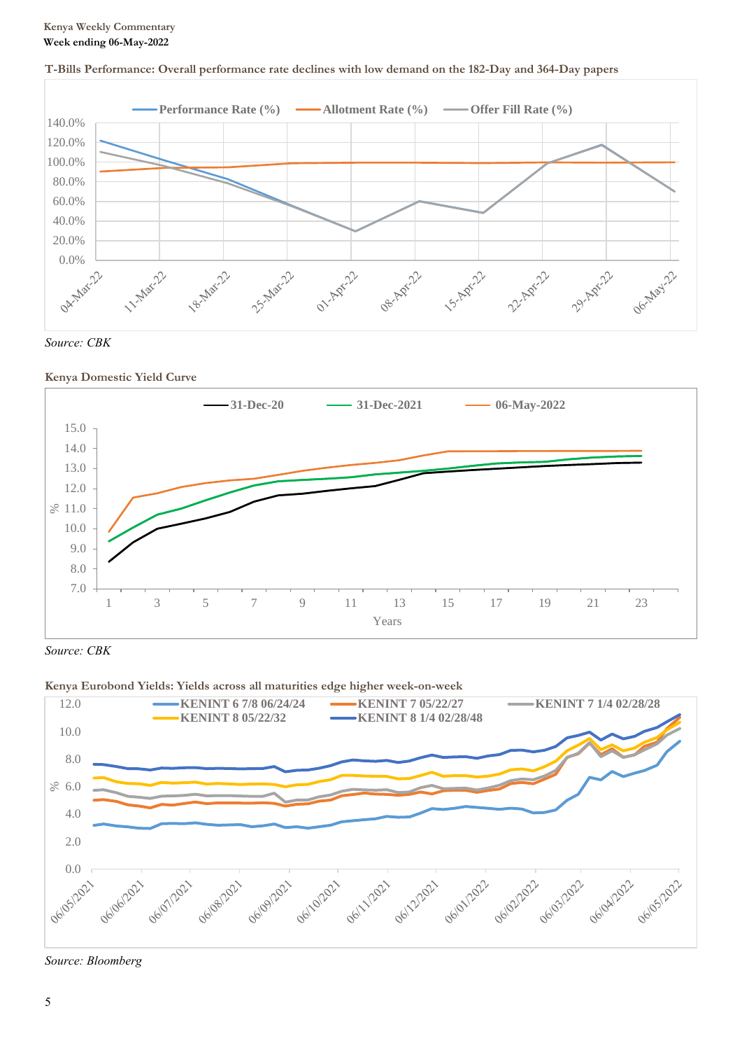**T-Bills Performance: Overall performance rate declines with low demand on the 182-Day and 364-Day papers**

*Source: CBK*

**Kenya Domestic Yield Curve**

*Source: CBK*

**Kenya Eurobond Yields: Yields across all maturities edge higher week-on-week**

*Source: Bloomberg*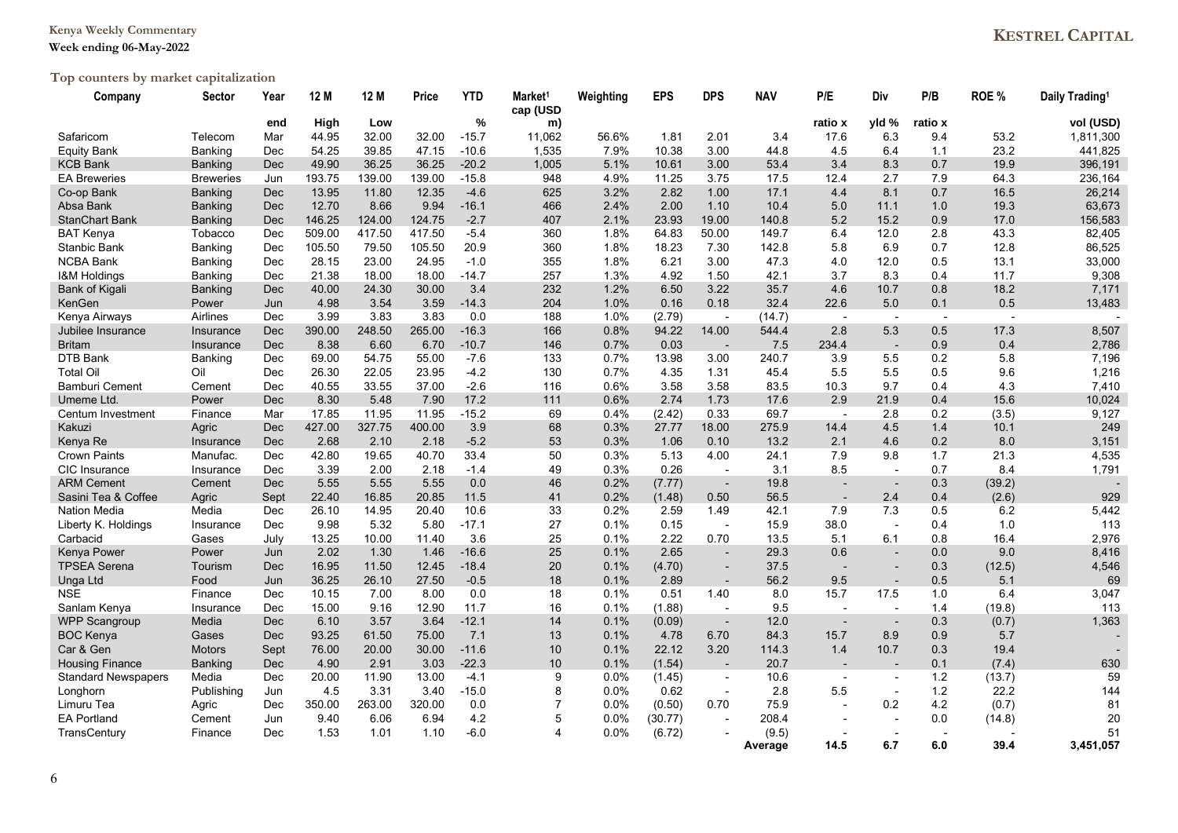## Top counters by market capitalization

| Company | Sector | Year end | 12 M High | 12 M Low | Price | YTD % | Market[1] cap (USD m) | Weighting | EPS | DPS | NAV | P/E ratio x | Div yld % | P/B ratio x | ROE % | Daily Trading[1] vol (USD) |
|---|---|---|---|---|---|---|---|---|---|---|---|---|---|---|---|---|
| Safaricom | Telecom | Mar | 44.95 | 32.00 | 32.00 | -15.7 | 11,062 | 56.6% | 1.81 | 2.01 | 3.4 | 17.6 | 6.3 | 9.4 | 53.2 | 1,811,300 |
| Equity Bank | Banking | Dec | 54.25 | 39.85 | 47.15 | -10.6 | 1,535 | 7.9% | 10.38 | 3.00 | 44.8 | 4.5 | 6.4 | 1.1 | 23.2 | 441,825 |
| KCB Bank | Banking | Dec | 49.90 | 36.25 | 36.25 | -20.2 | 1,005 | 5.1% | 10.61 | 3.00 | 53.4 | 3.4 | 8.3 | 0.7 | 19.9 | 396,191 |
| EA Breweries | Breweries | Jun | 193.75 | 139.00 | 139.00 | -15.8 | 948 | 4.9% | 11.25 | 3.75 | 17.5 | 12.4 | 2.7 | 7.9 | 64.3 | 236,164 |
| Co-op Bank | Banking | Dec | 13.95 | 11.80 | 12.35 | -4.6 | 625 | 3.2% | 2.82 | 1.00 | 17.1 | 4.4 | 8.1 | 0.7 | 16.5 | 26,214 |
| Absa Bank | Banking | Dec | 12.70 | 8.66 | 9.94 | -16.1 | 466 | 2.4% | 2.00 | 1.10 | 10.4 | 5.0 | 11.1 | 1.0 | 19.3 | 63,673 |
| StanChart Bank | Banking | Dec | 146.25 | 124.00 | 124.75 | -2.7 | 407 | 2.1% | 23.93 | 19.00 | 140.8 | 5.2 | 15.2 | 0.9 | 17.0 | 156,583 |
| BAT Kenya | Tobacco | Dec | 509.00 | 417.50 | 417.50 | -5.4 | 360 | 1.8% | 64.83 | 50.00 | 149.7 | 6.4 | 12.0 | 2.8 | 43.3 | 82,405 |
| Stanbic Bank | Banking | Dec | 105.50 | 79.50 | 105.50 | 20.9 | 360 | 1.8% | 18.23 | 7.30 | 142.8 | 5.8 | 6.9 | 0.7 | 12.8 | 86,525 |
| NCBA Bank | Banking | Dec | 28.15 | 23.00 | 24.95 | -1.0 | 355 | 1.8% | 6.21 | 3.00 | 47.3 | 4.0 | 12.0 | 0.5 | 13.1 | 33,000 |
| I&M Holdings | Banking | Dec | 21.38 | 18.00 | 18.00 | -14.7 | 257 | 1.3% | 4.92 | 1.50 | 42.1 | 3.7 | 8.3 | 0.4 | 11.7 | 9,308 |
| Bank of Kigali | Banking | Dec | 40.00 | 24.30 | 30.00 | 3.4 | 232 | 1.2% | 6.50 | 3.22 | 35.7 | 4.6 | 10.7 | 0.8 | 18.2 | 7,171 |
| KenGen | Power | Jun | 4.98 | 3.54 | 3.59 | -14.3 | 204 | 1.0% | 0.16 | 0.18 | 32.4 | 22.6 | 5.0 | 0.1 | 0.5 | 13,483 |
| Kenya Airways | Airlines | Dec | 3.99 | 3.83 | 3.83 | 0.0 | 188 | 1.0% | (2.79) | - | (14.7) | - | - | - | - | - |
| Jubilee Insurance | Insurance | Dec | 390.00 | 248.50 | 265.00 | -16.3 | 166 | 0.8% | 94.22 | 14.00 | 544.4 | 2.8 | 5.3 | 0.5 | 17.3 | 8,507 |
| Britam | Insurance | Dec | 8.38 | 6.60 | 6.70 | -10.7 | 146 | 0.7% | 0.03 | - | 7.5 | 234.4 | - | 0.9 | 0.4 | 2,786 |
| DTB Bank | Banking | Dec | 69.00 | 54.75 | 55.00 | -7.6 | 133 | 0.7% | 13.98 | 3.00 | 240.7 | 3.9 | 5.5 | 0.2 | 5.8 | 7,196 |
| Total Oil | Oil | Dec | 26.30 | 22.05 | 23.95 | -4.2 | 130 | 0.7% | 4.35 | 1.31 | 45.4 | 5.5 | 5.5 | 0.5 | 9.6 | 1,216 |
| Bamburi Cement | Cement | Dec | 40.55 | 33.55 | 37.00 | -2.6 | 116 | 0.6% | 3.58 | 3.58 | 83.5 | 10.3 | 9.7 | 0.4 | 4.3 | 7,410 |
| Umeme Ltd. | Power | Dec | 8.30 | 5.48 | 7.90 | 17.2 | 111 | 0.6% | 2.74 | 1.73 | 17.6 | 2.9 | 21.9 | 0.4 | 15.6 | 10,024 |
| Centum Investment | Finance | Mar | 17.85 | 11.95 | 11.95 | -15.2 | 69 | 0.4% | (2.42) | 0.33 | 69.7 | - | 2.8 | 0.2 | (3.5) | 9,127 |
| Kakuzi | Agric | Dec | 427.00 | 327.75 | 400.00 | 3.9 | 68 | 0.3% | 27.77 | 18.00 | 275.9 | 14.4 | 4.5 | 1.4 | 10.1 | 249 |
| Kenya Re | Insurance | Dec | 2.68 | 2.10 | 2.18 | -5.2 | 53 | 0.3% | 1.06 | 0.10 | 13.2 | 2.1 | 4.6 | 0.2 | 8.0 | 3,151 |
| Crown Paints | Manufac. | Dec | 42.80 | 19.65 | 40.70 | 33.4 | 50 | 0.3% | 5.13 | 4.00 | 24.1 | 7.9 | 9.8 | 1.7 | 21.3 | 4,535 |
| CIC Insurance | Insurance | Dec | 3.39 | 2.00 | 2.18 | -1.4 | 49 | 0.3% | 0.26 | - | 3.1 | 8.5 | - | 0.7 | 8.4 | 1,791 |
| ARM Cement | Cement | Dec | 5.55 | 5.55 | 5.55 | 0.0 | 46 | 0.2% | (7.77) | - | 19.8 | - | - | 0.3 | (39.2) | - |
| Sasini Tea & Coffee | Agric | Sept | 22.40 | 16.85 | 20.85 | 11.5 | 41 | 0.2% | (1.48) | 0.50 | 56.5 | - | 2.4 | 0.4 | (2.6) | 929 |
| Nation Media | Media | Dec | 26.10 | 14.95 | 20.40 | 10.6 | 33 | 0.2% | 2.59 | 1.49 | 42.1 | 7.9 | 7.3 | 0.5 | 6.2 | 5,442 |
| Liberty K. Holdings | Insurance | Dec | 9.98 | 5.32 | 5.80 | -17.1 | 27 | 0.1% | 0.15 | - | 15.9 | 38.0 | - | 0.4 | 1.0 | 113 |
| Carbacid | Gases | July | 13.25 | 10.00 | 11.40 | 3.6 | 25 | 0.1% | 2.22 | 0.70 | 13.5 | 5.1 | 6.1 | 0.8 | 16.4 | 2,976 |
| Kenya Power | Power | Jun | 2.02 | 1.30 | 1.46 | -16.6 | 25 | 0.1% | 2.65 | - | 29.3 | 0.6 | - | 0.0 | 9.0 | 8,416 |
| TPSEA Serena | Tourism | Dec | 16.95 | 11.50 | 12.45 | -18.4 | 20 | 0.1% | (4.70) | - | 37.5 | - | - | 0.3 | (12.5) | 4,546 |
| Unga Ltd | Food | Jun | 36.25 | 26.10 | 27.50 | -0.5 | 18 | 0.1% | 2.89 | - | 56.2 | 9.5 | - | 0.5 | 5.1 | 69 |
| NSE | Finance | Dec | 10.15 | 7.00 | 8.00 | 0.0 | 18 | 0.1% | 0.51 | 1.40 | 8.0 | 15.7 | 17.5 | 1.0 | 6.4 | 3,047 |
| Sanlam Kenya | Insurance | Dec | 15.00 | 9.16 | 12.90 | 11.7 | 16 | 0.1% | (1.88) | - | 9.5 | - | - | 1.4 | (19.8) | 113 |
| WPP Scangroup | Media | Dec | 6.10 | 3.57 | 3.64 | -12.1 | 14 | 0.1% | (0.09) | - | 12.0 | - | - | 0.3 | (0.7) | 1,363 |
| BOC Kenya | Gases | Dec | 93.25 | 61.50 | 75.00 | 7.1 | 13 | 0.1% | 4.78 | 6.70 | 84.3 | 15.7 | 8.9 | 0.9 | 5.7 | - |
| Car & Gen | Motors | Sept | 76.00 | 20.00 | 30.00 | -11.6 | 10 | 0.1% | 22.12 | 3.20 | 114.3 | 1.4 | 10.7 | 0.3 | 19.4 | - |
| Housing Finance | Banking | Dec | 4.90 | 2.91 | 3.03 | -22.3 | 10 | 0.1% | (1.54) | - | 20.7 | - | - | 0.1 | (7.4) | 630 |
| Standard Newspapers | Media | Dec | 20.00 | 11.90 | 13.00 | -4.1 | 9 | 0.0% | (1.45) | - | 10.6 | - | - | 1.2 | (13.7) | 59 |
| Longhorn | Publishing | Jun | 4.5 | 3.31 | 3.40 | -15.0 | 8 | 0.0% | 0.62 | - | 2.8 | 5.5 | - | 1.2 | 22.2 | 144 |
| Limuru Tea | Agric | Dec | 350.00 | 263.00 | 320.00 | 0.0 | 7 | 0.0% | (0.50) | 0.70 | 75.9 | - | 0.2 | 4.2 | (0.7) | 81 |
| EA Portland | Cement | Jun | 9.40 | 6.06 | 6.94 | 4.2 | 5 | 0.0% | (30.77) | - | 208.4 | - | - | 0.0 | (14.8) | 20 |
| TransCentury | Finance | Dec | 1.53 | 1.01 | 1.10 | -6.0 | 4 | 0.0% | (6.72) | - | (9.5) | - | - | - | - | 51 |
| | | | | | | | | | | | **Average** | **14.5** | **6.7** | **6.0** | **39.4** | **3,451,057** |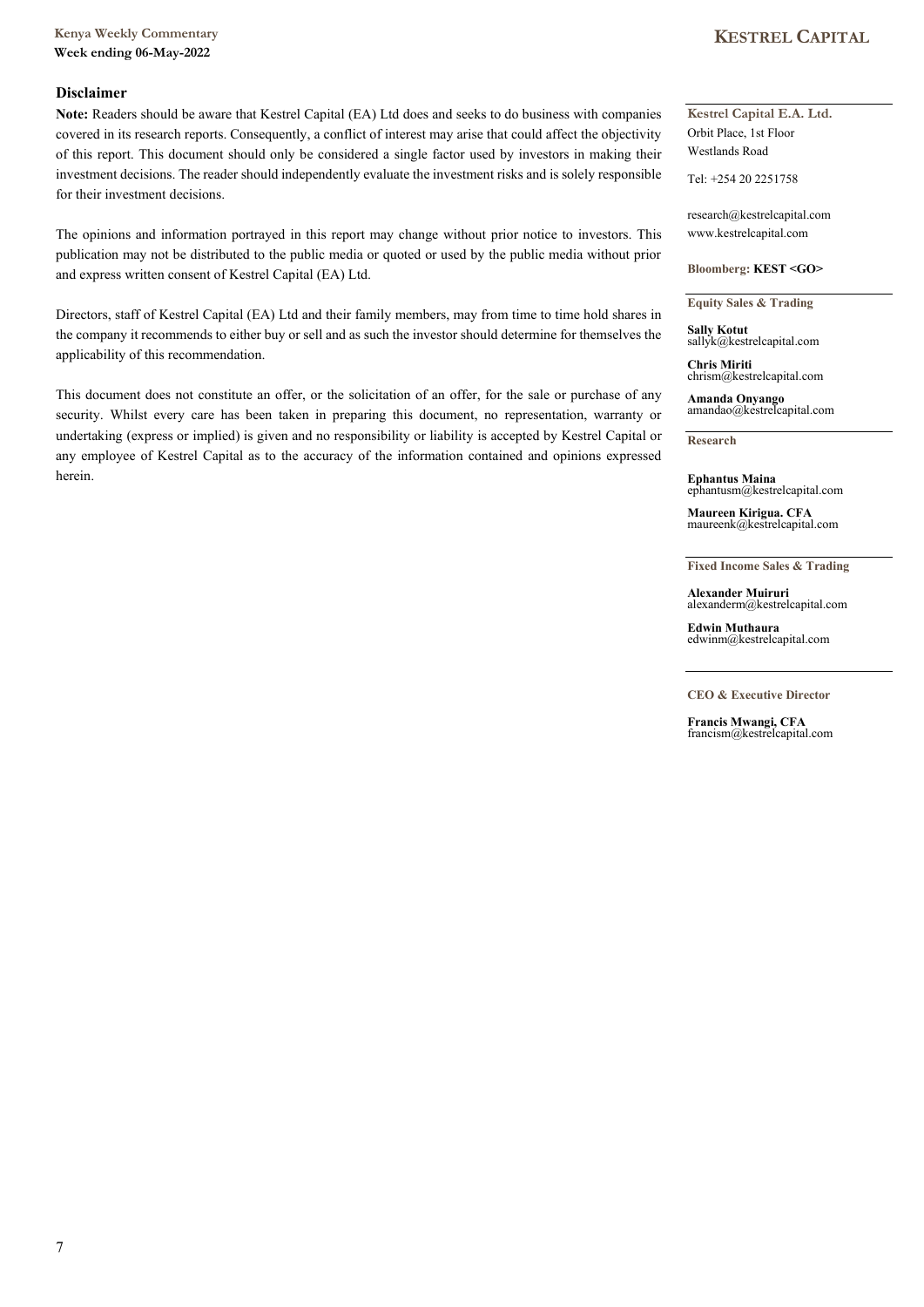## Disclaimer

**Note:** Readers should be aware that Kestrel Capital (EA) Ltd does and seeks to do business with companies covered in its research reports. Consequently, a conflict of interest may arise that could affect the objectivity of this report. This document should only be considered a single factor used by investors in making their investment decisions. The reader should independently evaluate the investment risks and is solely responsible for their investment decisions.

The opinions and information portrayed in this report may change without prior notice to investors. This publication may not be distributed to the public media or quoted or used by the public media without prior and express written consent of Kestrel Capital (EA) Ltd.

Directors, staff of Kestrel Capital (EA) Ltd and their family members, may from time to time hold shares in the company it recommends to either buy or sell and as such the investor should determine for themselves the applicability of this recommendation.

This document does not constitute an offer, or the solicitation of an offer, for the sale or purchase of any security. Whilst every care has been taken in preparing this document, no representation, warranty or undertaking (express or implied) is given and no responsibility or liability is accepted by Kestrel Capital or any employee of Kestrel Capital as to the accuracy of the information contained and opinions expressed herein.

**Kestrel Capital E.A. Ltd.**
Orbit Place, 1st Floor
Westlands Road

Tel: +254 20 2251758

research@kestrelcapital.com
www.kestrelcapital.com

**Bloomberg: KEST <GO>**

**Equity Sales & Trading**

**Sally Kotut**
sallyk@kestrelcapital.com

**Chris Miriti**
chrism@kestrelcapital.com

**Amanda Onyango**
amandao@kestrelcapital.com

**Research**

**Ephantus Maina**
ephantusm@kestrelcapital.com

**Maureen Kirigua. CFA**
maureenk@kestrelcapital.com

**Fixed Income Sales & Trading**

**Alexander Muiruri**
alexanderm@kestrelcapital.com

**Edwin Muthaura**
edwinm@kestrelcapital.com

**CEO & Executive Director**

**Francis Mwangi, CFA**
francism@kestrelcapital.com